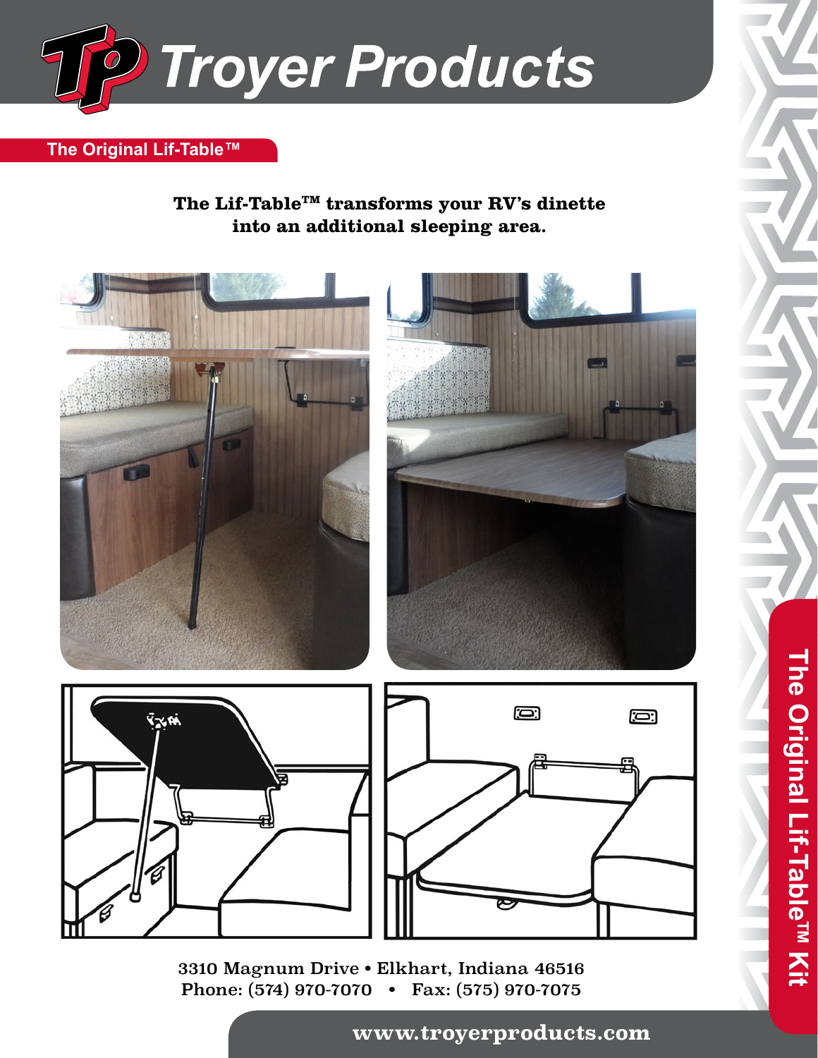# Troyer Products

## The Original Lif-Table™

**The Lif-Table™ transforms your RV's dinette into an additional sleeping area.**

3310 Magnum Drive • Elkhart, Indiana 46516
Phone: (574) 970-7070 • Fax: (575) 970-7075

The Original Lif-Table™ Kit

**www.troyerproducts.com**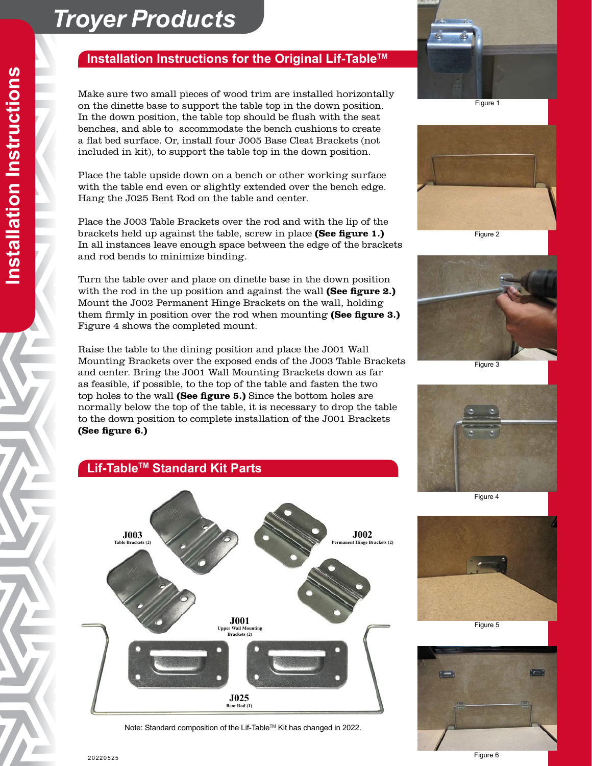# Troyer Products

## Installation Instructions for the Original Lif-Table™

Make sure two small pieces of wood trim are installed horizontally on the dinette base to support the table top in the down position. In the down position, the table top should be flush with the seat benches, and able to accommodate the bench cushions to create a flat bed surface. Or, install four J005 Base Cleat Brackets (not included in kit), to support the table top in the down position.

Place the table upside down on a bench or other working surface with the table end even or slightly extended over the bench edge. Hang the J025 Bent Rod on the table and center.

Place the J003 Table Brackets over the rod and with the lip of the brackets held up against the table, screw in place **(See figure 1.)** In all instances leave enough space between the edge of the brackets and rod bends to minimize binding.

Turn the table over and place on dinette base in the down position with the rod in the up position and against the wall **(See figure 2.)** Mount the J002 Permanent Hinge Brackets on the wall, holding them firmly in position over the rod when mounting **(See figure 3.)** Figure 4 shows the completed mount.

Raise the table to the dining position and place the J001 Wall Mounting Brackets over the exposed ends of the J003 Table Brackets and center. Bring the J001 Wall Mounting Brackets down as far as feasible, if possible, to the top of the table and fasten the two top holes to the wall **(See figure 5.)** Since the bottom holes are normally below the top of the table, it is necessary to drop the table to the down position to complete installation of the J001 Brackets **(See figure 6.)**

Figure 1

Figure 2

Figure 3

Figure 4

Figure 5

Figure 6

## Lif-Table™ Standard Kit Parts

**J003**
Table Brackets (2)

**J002**
Permanent Hinge Brackets (2)

**J001**
Upper Wall Mounting Brackets (2)

**J025**
Bent Rod (1)

Note: Standard composition of the Lif-Table™ Kit has changed in 2022.

20220525